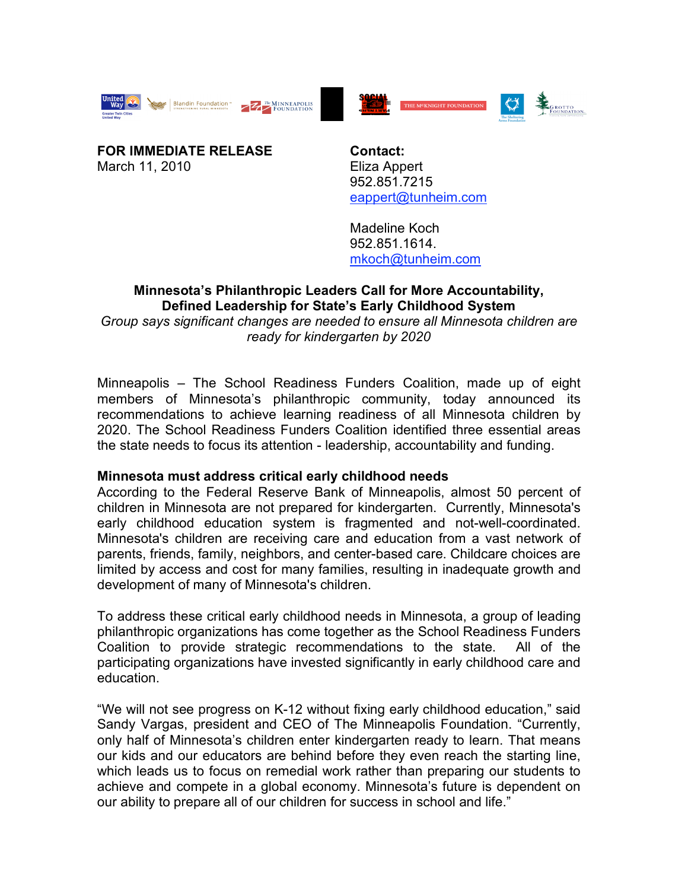**FOR IMMEDIATE RELEASE**
March 11, 2010

**Contact:**
Eliza Appert
952.851.7215
eappert@tunheim.com

Madeline Koch
952.851.1614.
mkoch@tunheim.com

## Minnesota's Philanthropic Leaders Call for More Accountability, Defined Leadership for State's Early Childhood System

*Group says significant changes are needed to ensure all Minnesota children are ready for kindergarten by 2020*

Minneapolis – The School Readiness Funders Coalition, made up of eight members of Minnesota's philanthropic community, today announced its recommendations to achieve learning readiness of all Minnesota children by 2020. The School Readiness Funders Coalition identified three essential areas the state needs to focus its attention - leadership, accountability and funding.

**Minnesota must address critical early childhood needs**

According to the Federal Reserve Bank of Minneapolis, almost 50 percent of children in Minnesota are not prepared for kindergarten. Currently, Minnesota's early childhood education system is fragmented and not-well-coordinated. Minnesota's children are receiving care and education from a vast network of parents, friends, family, neighbors, and center-based care. Childcare choices are limited by access and cost for many families, resulting in inadequate growth and development of many of Minnesota's children.

To address these critical early childhood needs in Minnesota, a group of leading philanthropic organizations has come together as the School Readiness Funders Coalition to provide strategic recommendations to the state. All of the participating organizations have invested significantly in early childhood care and education.

"We will not see progress on K-12 without fixing early childhood education," said Sandy Vargas, president and CEO of The Minneapolis Foundation. "Currently, only half of Minnesota's children enter kindergarten ready to learn. That means our kids and our educators are behind before they even reach the starting line, which leads us to focus on remedial work rather than preparing our students to achieve and compete in a global economy. Minnesota's future is dependent on our ability to prepare all of our children for success in school and life."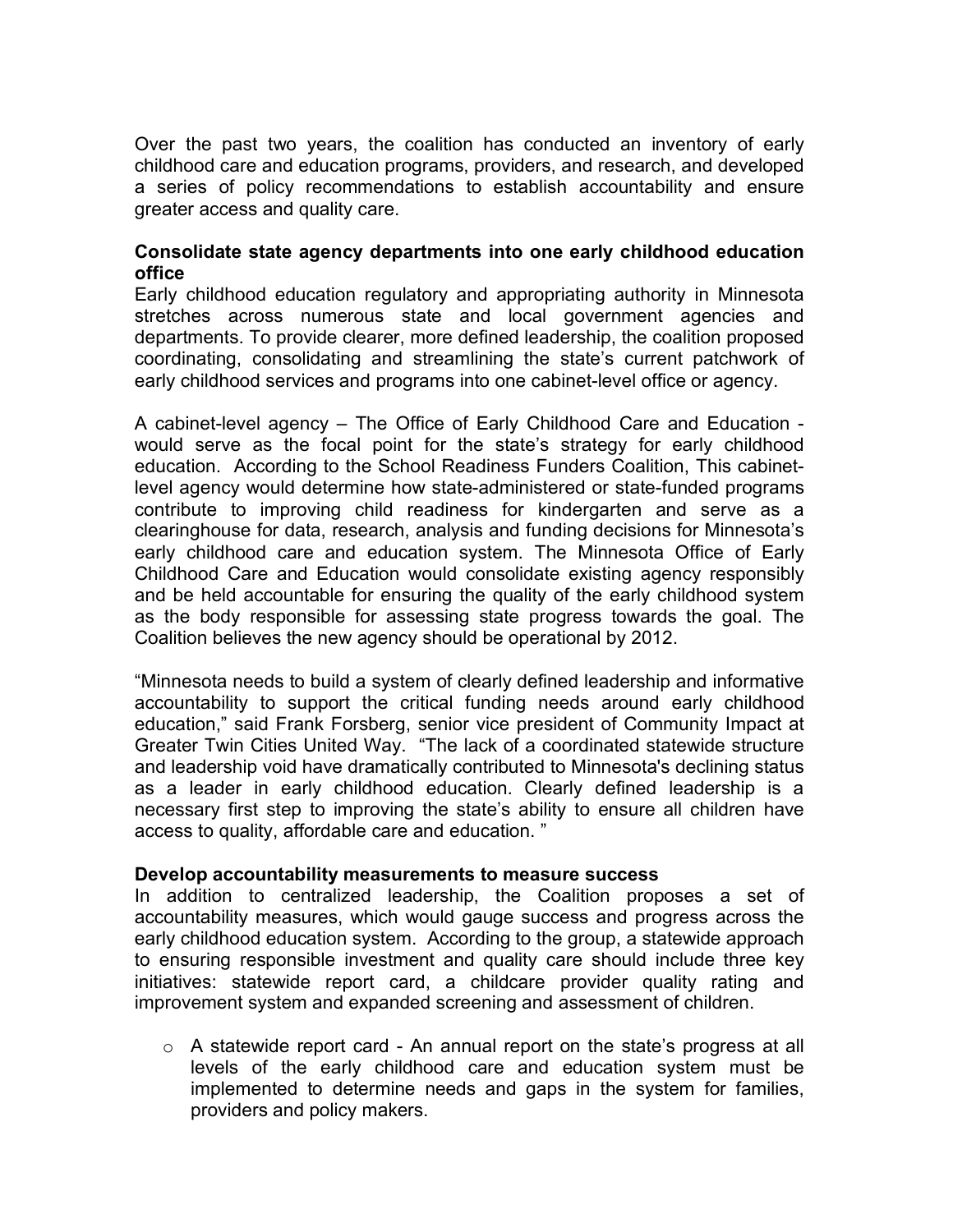Over the past two years, the coalition has conducted an inventory of early childhood care and education programs, providers, and research, and developed a series of policy recommendations to establish accountability and ensure greater access and quality care.

**Consolidate state agency departments into one early childhood education office**

Early childhood education regulatory and appropriating authority in Minnesota stretches across numerous state and local government agencies and departments. To provide clearer, more defined leadership, the coalition proposed coordinating, consolidating and streamlining the state's current patchwork of early childhood services and programs into one cabinet-level office or agency.

A cabinet-level agency – The Office of Early Childhood Care and Education - would serve as the focal point for the state's strategy for early childhood education. According to the School Readiness Funders Coalition, This cabinet-level agency would determine how state-administered or state-funded programs contribute to improving child readiness for kindergarten and serve as a clearinghouse for data, research, analysis and funding decisions for Minnesota's early childhood care and education system. The Minnesota Office of Early Childhood Care and Education would consolidate existing agency responsibly and be held accountable for ensuring the quality of the early childhood system as the body responsible for assessing state progress towards the goal. The Coalition believes the new agency should be operational by 2012.

"Minnesota needs to build a system of clearly defined leadership and informative accountability to support the critical funding needs around early childhood education," said Frank Forsberg, senior vice president of Community Impact at Greater Twin Cities United Way. "The lack of a coordinated statewide structure and leadership void have dramatically contributed to Minnesota's declining status as a leader in early childhood education. Clearly defined leadership is a necessary first step to improving the state's ability to ensure all children have access to quality, affordable care and education. "

**Develop accountability measurements to measure success**

In addition to centralized leadership, the Coalition proposes a set of accountability measures, which would gauge success and progress across the early childhood education system. According to the group, a statewide approach to ensuring responsible investment and quality care should include three key initiatives: statewide report card, a childcare provider quality rating and improvement system and expanded screening and assessment of children.

- A statewide report card - An annual report on the state's progress at all levels of the early childhood care and education system must be implemented to determine needs and gaps in the system for families, providers and policy makers.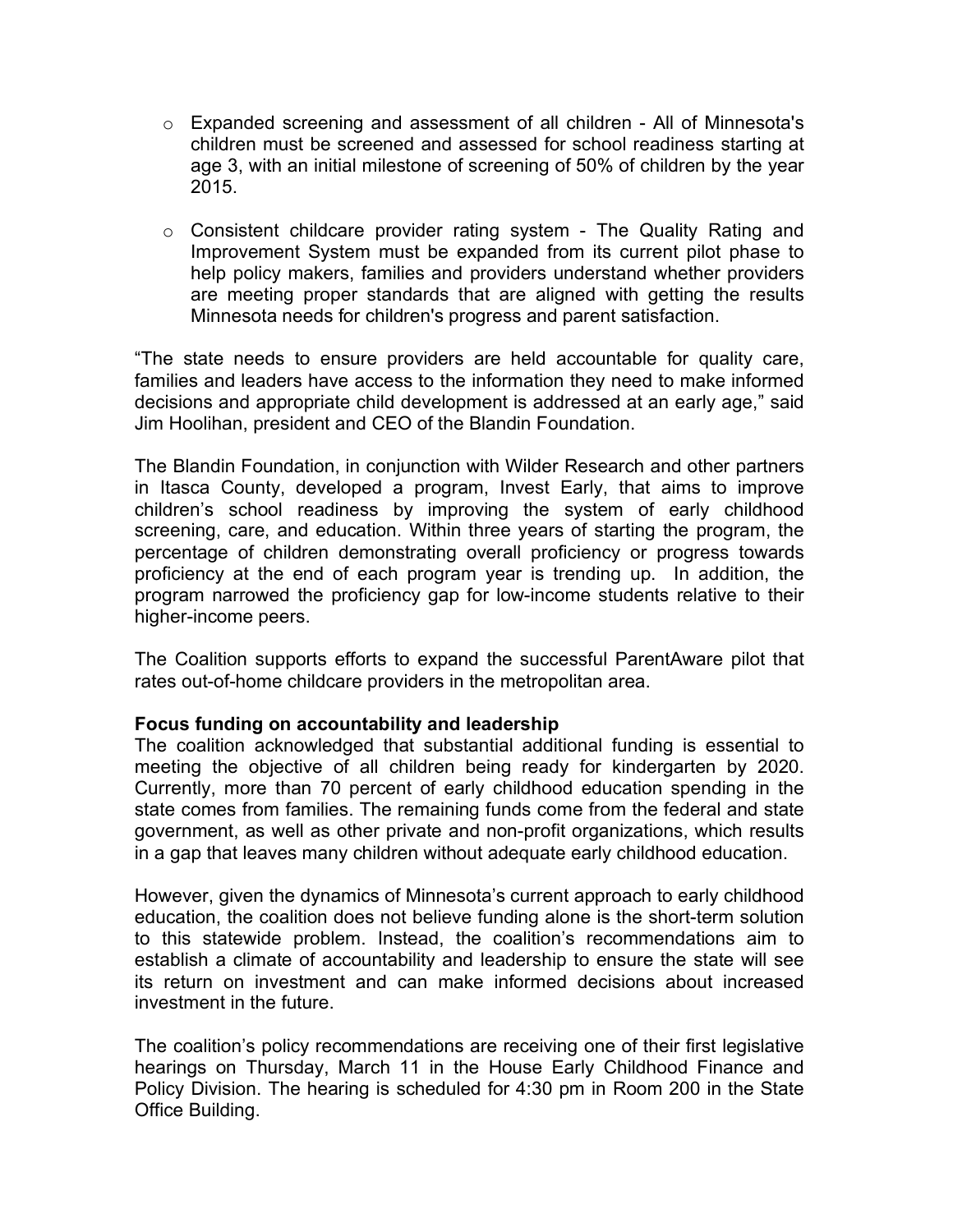- Expanded screening and assessment of all children - All of Minnesota's children must be screened and assessed for school readiness starting at age 3, with an initial milestone of screening of 50% of children by the year 2015.

- Consistent childcare provider rating system - The Quality Rating and Improvement System must be expanded from its current pilot phase to help policy makers, families and providers understand whether providers are meeting proper standards that are aligned with getting the results Minnesota needs for children's progress and parent satisfaction.

“The state needs to ensure providers are held accountable for quality care, families and leaders have access to the information they need to make informed decisions and appropriate child development is addressed at an early age,” said Jim Hoolihan, president and CEO of the Blandin Foundation.

The Blandin Foundation, in conjunction with Wilder Research and other partners in Itasca County, developed a program, Invest Early, that aims to improve children’s school readiness by improving the system of early childhood screening, care, and education. Within three years of starting the program, the percentage of children demonstrating overall proficiency or progress towards proficiency at the end of each program year is trending up. In addition, the program narrowed the proficiency gap for low-income students relative to their higher-income peers.

The Coalition supports efforts to expand the successful ParentAware pilot that rates out-of-home childcare providers in the metropolitan area.

**Focus funding on accountability and leadership**

The coalition acknowledged that substantial additional funding is essential to meeting the objective of all children being ready for kindergarten by 2020. Currently, more than 70 percent of early childhood education spending in the state comes from families. The remaining funds come from the federal and state government, as well as other private and non-profit organizations, which results in a gap that leaves many children without adequate early childhood education.

However, given the dynamics of Minnesota’s current approach to early childhood education, the coalition does not believe funding alone is the short-term solution to this statewide problem. Instead, the coalition’s recommendations aim to establish a climate of accountability and leadership to ensure the state will see its return on investment and can make informed decisions about increased investment in the future.

The coalition’s policy recommendations are receiving one of their first legislative hearings on Thursday, March 11 in the House Early Childhood Finance and Policy Division. The hearing is scheduled for 4:30 pm in Room 200 in the State Office Building.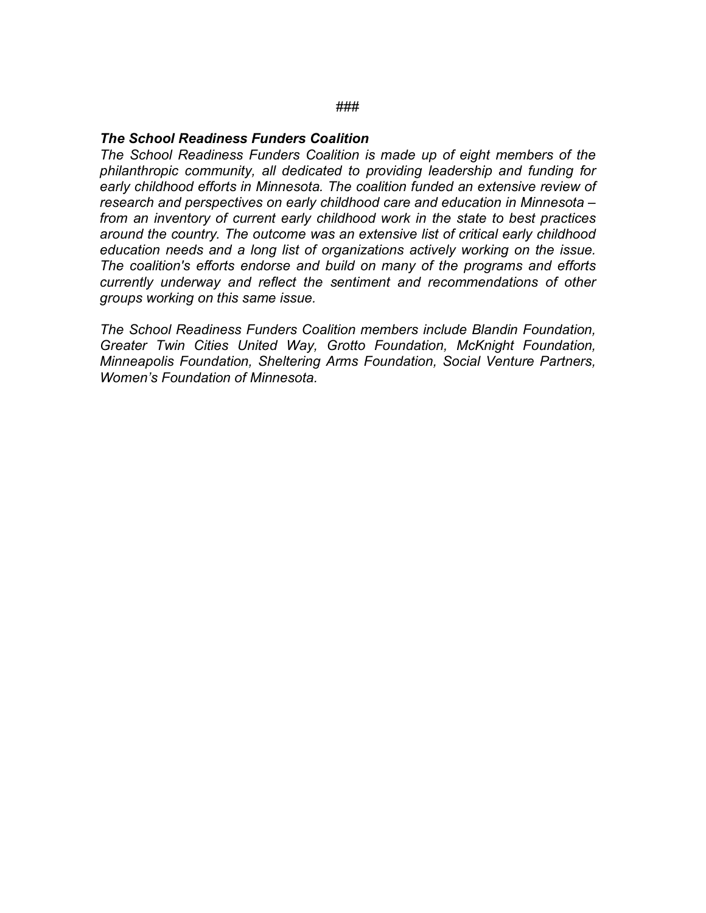###

***The School Readiness Funders Coalition***

*The School Readiness Funders Coalition is made up of eight members of the philanthropic community, all dedicated to providing leadership and funding for early childhood efforts in Minnesota. The coalition funded an extensive review of research and perspectives on early childhood care and education in Minnesota – from an inventory of current early childhood work in the state to best practices around the country. The outcome was an extensive list of critical early childhood education needs and a long list of organizations actively working on the issue. The coalition's efforts endorse and build on many of the programs and efforts currently underway and reflect the sentiment and recommendations of other groups working on this same issue.*

*The School Readiness Funders Coalition members include Blandin Foundation, Greater Twin Cities United Way, Grotto Foundation, McKnight Foundation, Minneapolis Foundation, Sheltering Arms Foundation, Social Venture Partners, Women's Foundation of Minnesota.*